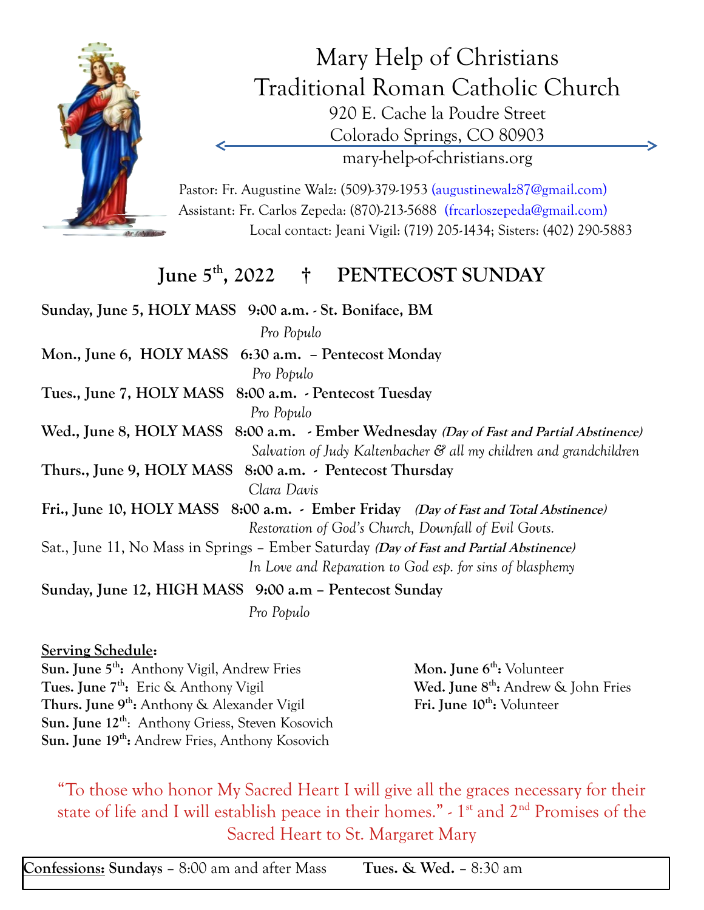# Mary Help of Christians Traditional Roman Catholic Church

920 E. Cache la Poudre Street
Colorado Springs, CO 80903
mary-help-of-christians.org

Pastor: Fr. Augustine Walz: (509)-379-1953 (augustinewalz87@gmail.com)
Assistant: Fr. Carlos Zepeda: (870)-213-5688 (frcarloszepeda@gmail.com)
Local contact: Jeani Vigil: (719) 205-1434; Sisters: (402) 290-5883

## June 5th, 2022 † PENTECOST SUNDAY

**Sunday, June 5, HOLY MASS 9:00 a.m. - St. Boniface, BM**
*Pro Populo*

**Mon., June 6, HOLY MASS 6:30 a.m. – Pentecost Monday**
*Pro Populo*

**Tues., June 7, HOLY MASS 8:00 a.m. - Pentecost Tuesday**
*Pro Populo*

**Wed., June 8, HOLY MASS 8:00 a.m. - Ember Wednesday** ***(Day of Fast and Partial Abstinence)***
*Salvation of Judy Kaltenbacher & all my children and grandchildren*

**Thurs., June 9, HOLY MASS 8:00 a.m. - Pentecost Thursday**
*Clara Davis*

**Fri., June 10, HOLY MASS 8:00 a.m. - Ember Friday** ***(Day of Fast and Total Abstinence)***
*Restoration of God's Church, Downfall of Evil Govts.*

Sat., June 11, No Mass in Springs – Ember Saturday ***(Day of Fast and Partial Abstinence)***
*In Love and Reparation to God esp. for sins of blasphemy*

**Sunday, June 12, HIGH MASS 9:00 a.m – Pentecost Sunday**
*Pro Populo*

**Serving Schedule:**

**Sun. June 5th:** Anthony Vigil, Andrew Fries
**Tues. June 7th:** Eric & Anthony Vigil
**Thurs. June 9th:** Anthony & Alexander Vigil
**Sun. June 12th:** Anthony Griess, Steven Kosovich
**Sun. June 19th:** Andrew Fries, Anthony Kosovich
**Mon. June 6th:** Volunteer
**Wed. June 8th:** Andrew & John Fries
**Fri. June 10th:** Volunteer

"To those who honor My Sacred Heart I will give all the graces necessary for their state of life and I will establish peace in their homes." - 1st and 2nd Promises of the Sacred Heart to St. Margaret Mary

**Confessions:** **Sundays** – 8:00 am and after Mass **Tues. & Wed.** – 8:30 am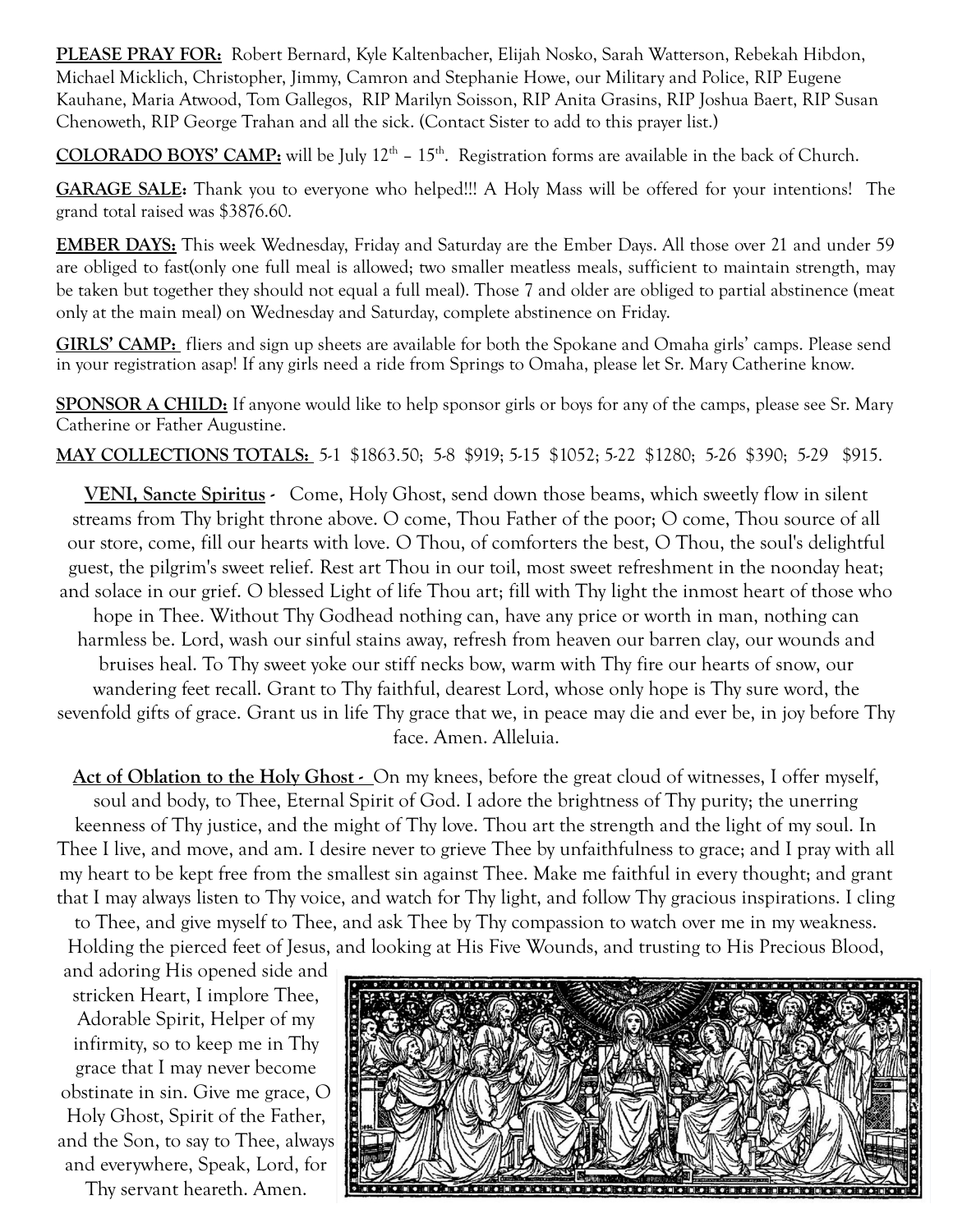**PLEASE PRAY FOR:** Robert Bernard, Kyle Kaltenbacher, Elijah Nosko, Sarah Watterson, Rebekah Hibdon, Michael Micklich, Christopher, Jimmy, Camron and Stephanie Howe, our Military and Police, RIP Eugene Kauhane, Maria Atwood, Tom Gallegos, RIP Marilyn Soisson, RIP Anita Grasins, RIP Joshua Baert, RIP Susan Chenoweth, RIP George Trahan and all the sick. (Contact Sister to add to this prayer list.)

**COLORADO BOYS' CAMP:** will be July 12th – 15th. Registration forms are available in the back of Church.

**GARAGE SALE:** Thank you to everyone who helped!!! A Holy Mass will be offered for your intentions! The grand total raised was $3876.60.

**EMBER DAYS:** This week Wednesday, Friday and Saturday are the Ember Days. All those over 21 and under 59 are obliged to fast(only one full meal is allowed; two smaller meatless meals, sufficient to maintain strength, may be taken but together they should not equal a full meal). Those 7 and older are obliged to partial abstinence (meat only at the main meal) on Wednesday and Saturday, complete abstinence on Friday.

**GIRLS' CAMP:** fliers and sign up sheets are available for both the Spokane and Omaha girls' camps. Please send in your registration asap! If any girls need a ride from Springs to Omaha, please let Sr. Mary Catherine know.

**SPONSOR A CHILD:** If anyone would like to help sponsor girls or boys for any of the camps, please see Sr. Mary Catherine or Father Augustine.

**MAY COLLECTIONS TOTALS:** 5-1 $1863.50; 5-8 $919; 5-15 $1052; 5-22 $1280; 5-26 $390; 5-29 $915.

**VENI, Sancte Spiritus -** Come, Holy Ghost, send down those beams, which sweetly flow in silent streams from Thy bright throne above. O come, Thou Father of the poor; O come, Thou source of all our store, come, fill our hearts with love. O Thou, of comforters the best, O Thou, the soul's delightful guest, the pilgrim's sweet relief. Rest art Thou in our toil, most sweet refreshment in the noonday heat; and solace in our grief. O blessed Light of life Thou art; fill with Thy light the inmost heart of those who hope in Thee. Without Thy Godhead nothing can, have any price or worth in man, nothing can harmless be. Lord, wash our sinful stains away, refresh from heaven our barren clay, our wounds and bruises heal. To Thy sweet yoke our stiff necks bow, warm with Thy fire our hearts of snow, our wandering feet recall. Grant to Thy faithful, dearest Lord, whose only hope is Thy sure word, the sevenfold gifts of grace. Grant us in life Thy grace that we, in peace may die and ever be, in joy before Thy face. Amen. Alleluia.

**Act of Oblation to the Holy Ghost -** On my knees, before the great cloud of witnesses, I offer myself, soul and body, to Thee, Eternal Spirit of God. I adore the brightness of Thy purity; the unerring keenness of Thy justice, and the might of Thy love. Thou art the strength and the light of my soul. In Thee I live, and move, and am. I desire never to grieve Thee by unfaithfulness to grace; and I pray with all my heart to be kept free from the smallest sin against Thee. Make me faithful in every thought; and grant that I may always listen to Thy voice, and watch for Thy light, and follow Thy gracious inspirations. I cling to Thee, and give myself to Thee, and ask Thee by Thy compassion to watch over me in my weakness. Holding the pierced feet of Jesus, and looking at His Five Wounds, and trusting to His Precious Blood, and adoring His opened side and stricken Heart, I implore Thee, Adorable Spirit, Helper of my infirmity, so to keep me in Thy grace that I may never become obstinate in sin. Give me grace, O Holy Ghost, Spirit of the Father, and the Son, to say to Thee, always and everywhere, Speak, Lord, for Thy servant heareth. Amen.